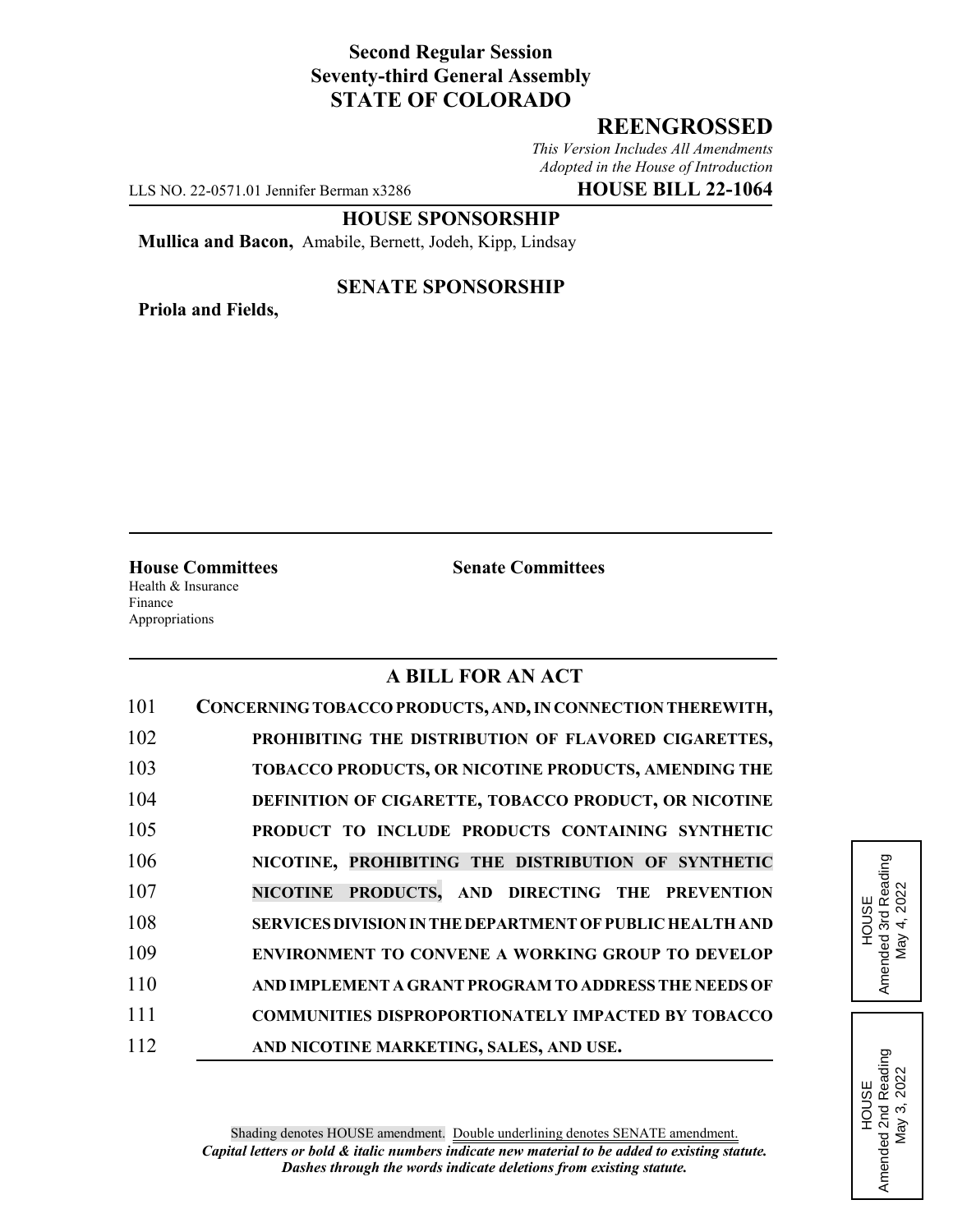**Second Regular Session**
**Seventy-third General Assembly**
**STATE OF COLORADO**

# REENGROSSED

*This Version Includes All Amendments Adopted in the House of Introduction*

LLS NO. 22-0571.01 Jennifer Berman x3286 **HOUSE BILL 22-1064**

**HOUSE SPONSORSHIP**

**Mullica and Bacon,** Amabile, Bernett, Jodeh, Kipp, Lindsay

**SENATE SPONSORSHIP**

**Priola and Fields,**

**House Committees**
Health & Insurance
Finance
Appropriations

**Senate Committees**

## A BILL FOR AN ACT

101 **CONCERNING TOBACCO PRODUCTS, AND, IN CONNECTION THEREWITH,**
102 **PROHIBITING THE DISTRIBUTION OF FLAVORED CIGARETTES,**
103 **TOBACCO PRODUCTS, OR NICOTINE PRODUCTS, AMENDING THE**
104 **DEFINITION OF CIGARETTE, TOBACCO PRODUCT, OR NICOTINE**
105 **PRODUCT TO INCLUDE PRODUCTS CONTAINING SYNTHETIC**
106 **NICOTINE, PROHIBITING THE DISTRIBUTION OF SYNTHETIC**
107 **NICOTINE PRODUCTS, AND DIRECTING THE PREVENTION**
108 **SERVICES DIVISION IN THE DEPARTMENT OF PUBLIC HEALTH AND**
109 **ENVIRONMENT TO CONVENE A WORKING GROUP TO DEVELOP**
110 **AND IMPLEMENT A GRANT PROGRAM TO ADDRESS THE NEEDS OF**
111 **COMMUNITIES DISPROPORTIONATELY IMPACTED BY TOBACCO**
112 **AND NICOTINE MARKETING, SALES, AND USE.**

HOUSE
Amended 3rd Reading
May 4, 2022

HOUSE
Amended 2nd Reading
May 3, 2022

Shading denotes HOUSE amendment. Double underlining denotes SENATE amendment.

***Capital letters or bold & italic numbers indicate new material to be added to existing statute.***
***Dashes through the words indicate deletions from existing statute.***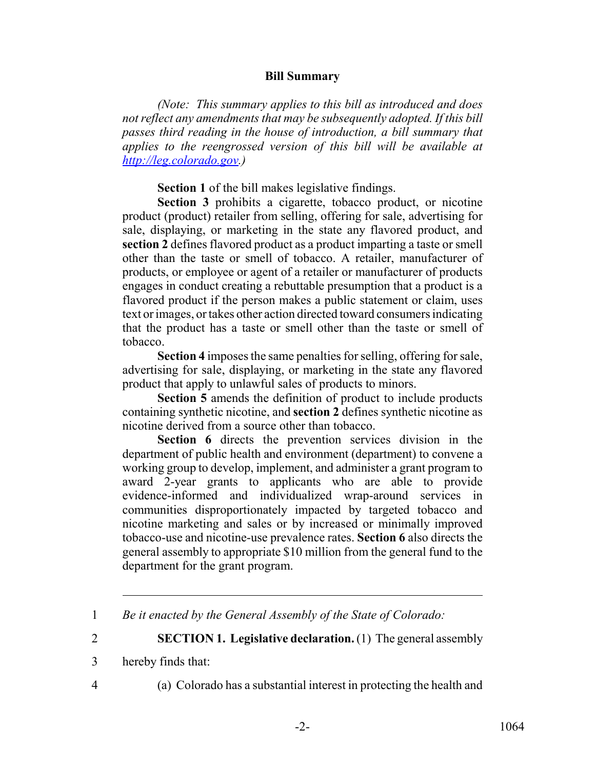## Bill Summary

*(Note: This summary applies to this bill as introduced and does not reflect any amendments that may be subsequently adopted. If this bill passes third reading in the house of introduction, a bill summary that applies to the reengrossed version of this bill will be available at [http://leg.colorado.gov](http://leg.colorado.gov).)*

**Section 1** of the bill makes legislative findings.

**Section 3** prohibits a cigarette, tobacco product, or nicotine product (product) retailer from selling, offering for sale, advertising for sale, displaying, or marketing in the state any flavored product, and **section 2** defines flavored product as a product imparting a taste or smell other than the taste or smell of tobacco. A retailer, manufacturer of products, or employee or agent of a retailer or manufacturer of products engages in conduct creating a rebuttable presumption that a product is a flavored product if the person makes a public statement or claim, uses text or images, or takes other action directed toward consumers indicating that the product has a taste or smell other than the taste or smell of tobacco.

**Section 4** imposes the same penalties for selling, offering for sale, advertising for sale, displaying, or marketing in the state any flavored product that apply to unlawful sales of products to minors.

**Section 5** amends the definition of product to include products containing synthetic nicotine, and **section 2** defines synthetic nicotine as nicotine derived from a source other than tobacco.

**Section 6** directs the prevention services division in the department of public health and environment (department) to convene a working group to develop, implement, and administer a grant program to award 2-year grants to applicants who are able to provide evidence-informed and individualized wrap-around services in communities disproportionately impacted by targeted tobacco and nicotine marketing and sales or by increased or minimally improved tobacco-use and nicotine-use prevalence rates. **Section 6** also directs the general assembly to appropriate $10 million from the general fund to the department for the grant program.

---

1 *Be it enacted by the General Assembly of the State of Colorado:*

2 **SECTION 1. Legislative declaration.** (1) The general assembly

3 hereby finds that:

4 (a) Colorado has a substantial interest in protecting the health and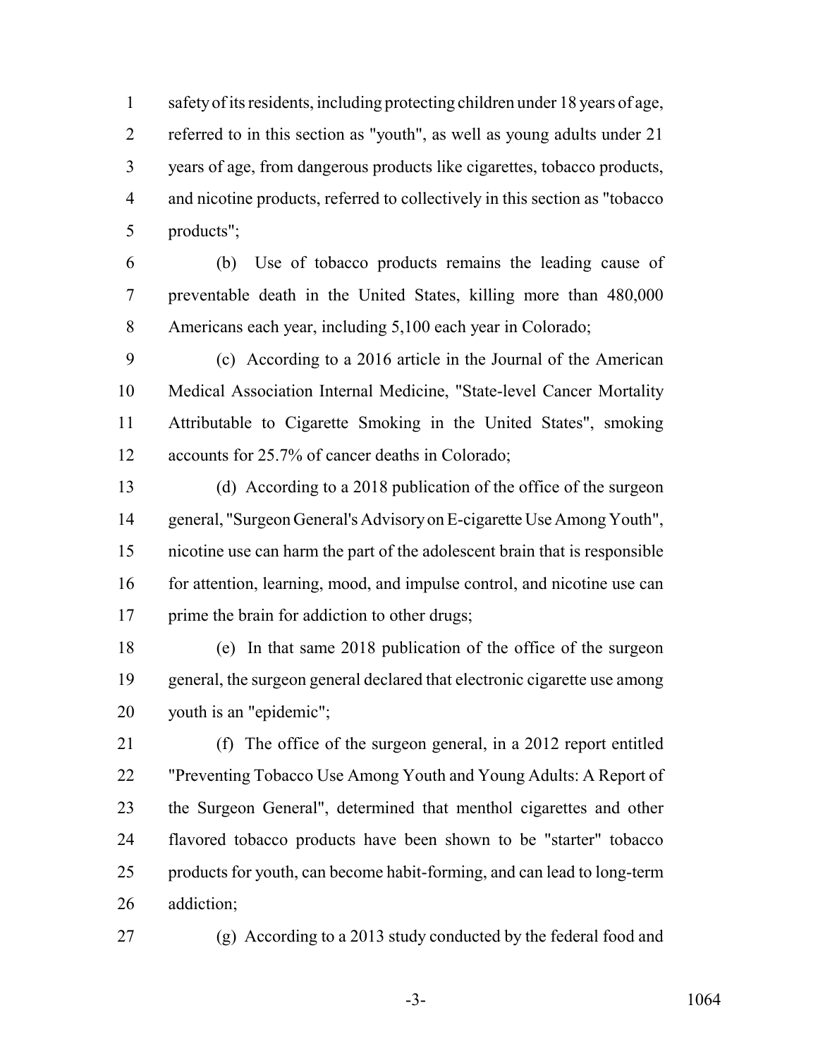safety of its residents, including protecting children under 18 years of age, referred to in this section as "youth", as well as young adults under 21 years of age, from dangerous products like cigarettes, tobacco products, and nicotine products, referred to collectively in this section as "tobacco products";

(b) Use of tobacco products remains the leading cause of preventable death in the United States, killing more than 480,000 Americans each year, including 5,100 each year in Colorado;

(c) According to a 2016 article in the Journal of the American Medical Association Internal Medicine, "State-level Cancer Mortality Attributable to Cigarette Smoking in the United States", smoking accounts for 25.7% of cancer deaths in Colorado;

(d) According to a 2018 publication of the office of the surgeon general, "Surgeon General's Advisory on E-cigarette Use Among Youth", nicotine use can harm the part of the adolescent brain that is responsible for attention, learning, mood, and impulse control, and nicotine use can prime the brain for addiction to other drugs;

(e) In that same 2018 publication of the office of the surgeon general, the surgeon general declared that electronic cigarette use among youth is an "epidemic";

(f) The office of the surgeon general, in a 2012 report entitled "Preventing Tobacco Use Among Youth and Young Adults: A Report of the Surgeon General", determined that menthol cigarettes and other flavored tobacco products have been shown to be "starter" tobacco products for youth, can become habit-forming, and can lead to long-term addiction;

(g) According to a 2013 study conducted by the federal food and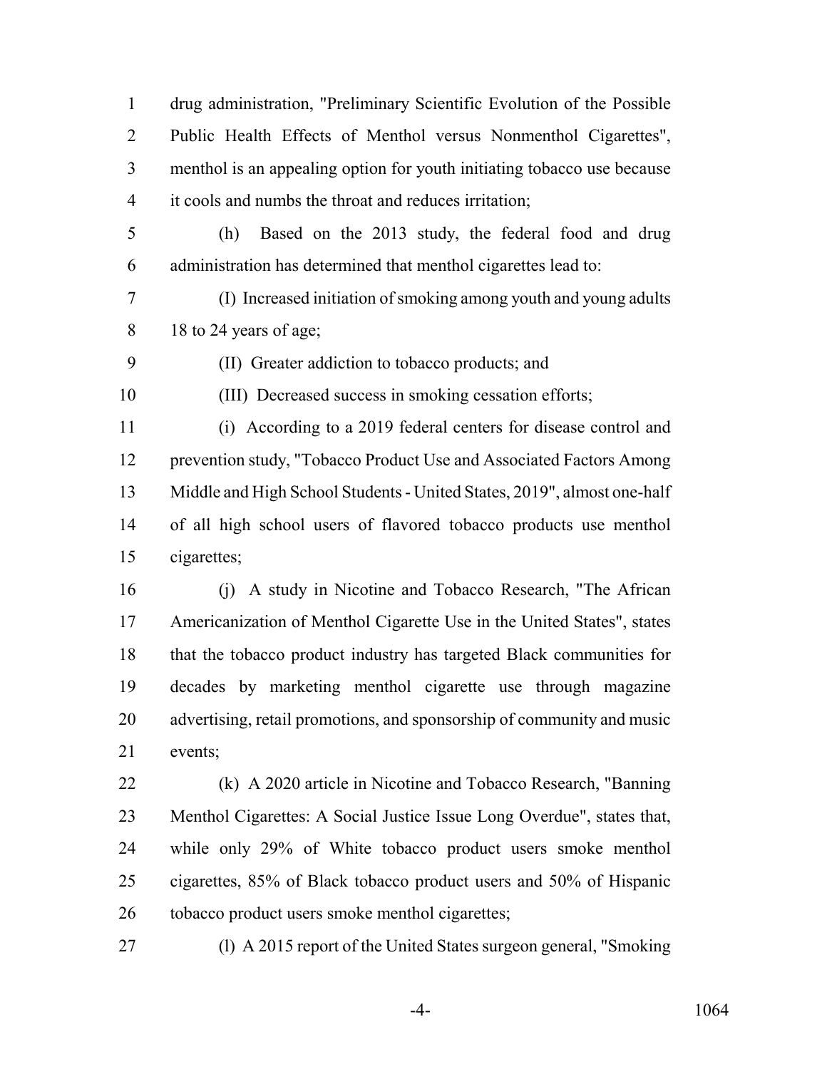drug administration, "Preliminary Scientific Evolution of the Possible Public Health Effects of Menthol versus Nonmenthol Cigarettes", menthol is an appealing option for youth initiating tobacco use because it cools and numbs the throat and reduces irritation;

(h) Based on the 2013 study, the federal food and drug administration has determined that menthol cigarettes lead to:

(I) Increased initiation of smoking among youth and young adults 18 to 24 years of age;

(II) Greater addiction to tobacco products; and

(III) Decreased success in smoking cessation efforts;

(i) According to a 2019 federal centers for disease control and prevention study, "Tobacco Product Use and Associated Factors Among Middle and High School Students - United States, 2019", almost one-half of all high school users of flavored tobacco products use menthol cigarettes;

(j) A study in Nicotine and Tobacco Research, "The African Americanization of Menthol Cigarette Use in the United States", states that the tobacco product industry has targeted Black communities for decades by marketing menthol cigarette use through magazine advertising, retail promotions, and sponsorship of community and music events;

(k) A 2020 article in Nicotine and Tobacco Research, "Banning Menthol Cigarettes: A Social Justice Issue Long Overdue", states that, while only 29% of White tobacco product users smoke menthol cigarettes, 85% of Black tobacco product users and 50% of Hispanic tobacco product users smoke menthol cigarettes;

(l) A 2015 report of the United States surgeon general, "Smoking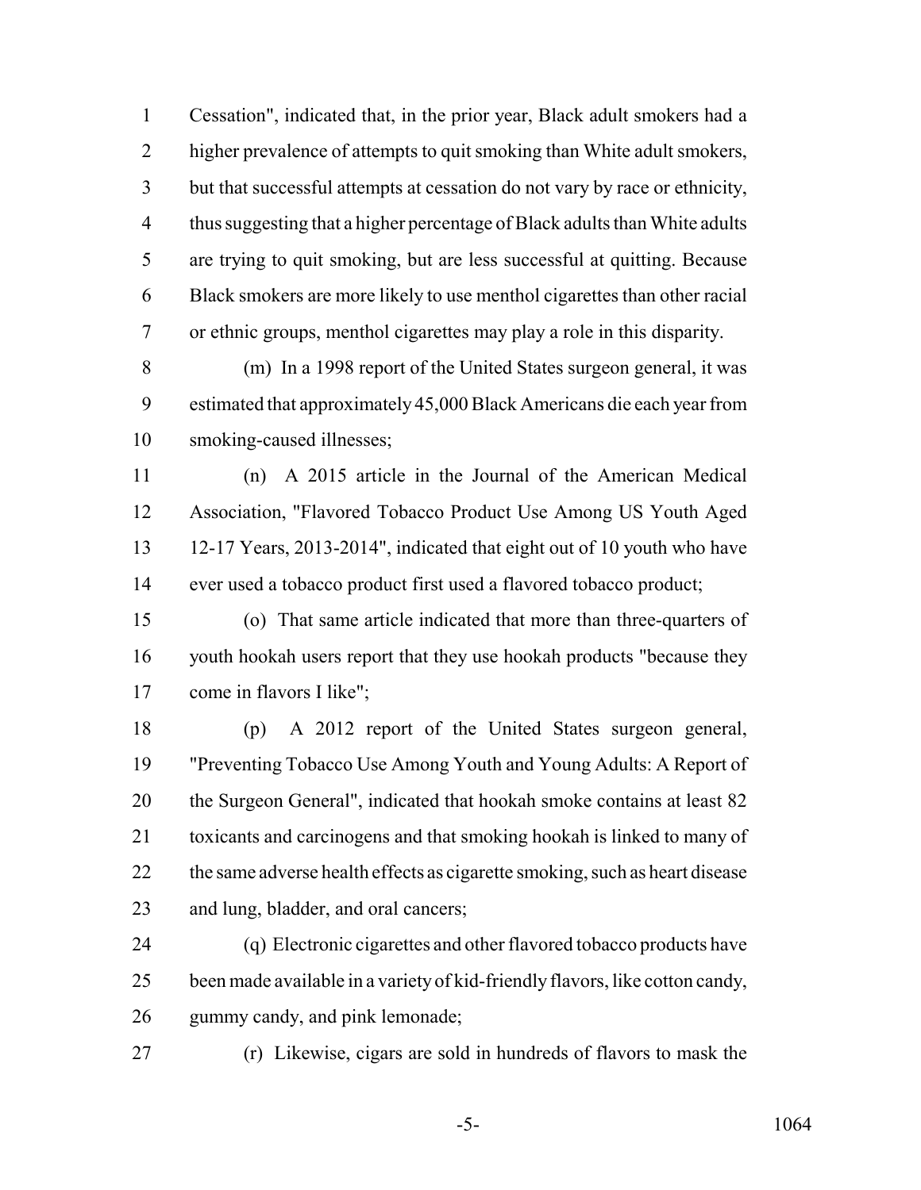Cessation", indicated that, in the prior year, Black adult smokers had a higher prevalence of attempts to quit smoking than White adult smokers, but that successful attempts at cessation do not vary by race or ethnicity, thus suggesting that a higher percentage of Black adults than White adults are trying to quit smoking, but are less successful at quitting. Because Black smokers are more likely to use menthol cigarettes than other racial or ethnic groups, menthol cigarettes may play a role in this disparity.

(m) In a 1998 report of the United States surgeon general, it was estimated that approximately 45,000 Black Americans die each year from smoking-caused illnesses;

(n) A 2015 article in the Journal of the American Medical Association, "Flavored Tobacco Product Use Among US Youth Aged 12-17 Years, 2013-2014", indicated that eight out of 10 youth who have ever used a tobacco product first used a flavored tobacco product;

(o) That same article indicated that more than three-quarters of youth hookah users report that they use hookah products "because they come in flavors I like";

(p) A 2012 report of the United States surgeon general, "Preventing Tobacco Use Among Youth and Young Adults: A Report of the Surgeon General", indicated that hookah smoke contains at least 82 toxicants and carcinogens and that smoking hookah is linked to many of the same adverse health effects as cigarette smoking, such as heart disease and lung, bladder, and oral cancers;

(q) Electronic cigarettes and other flavored tobacco products have been made available in a variety of kid-friendly flavors, like cotton candy, gummy candy, and pink lemonade;

(r) Likewise, cigars are sold in hundreds of flavors to mask the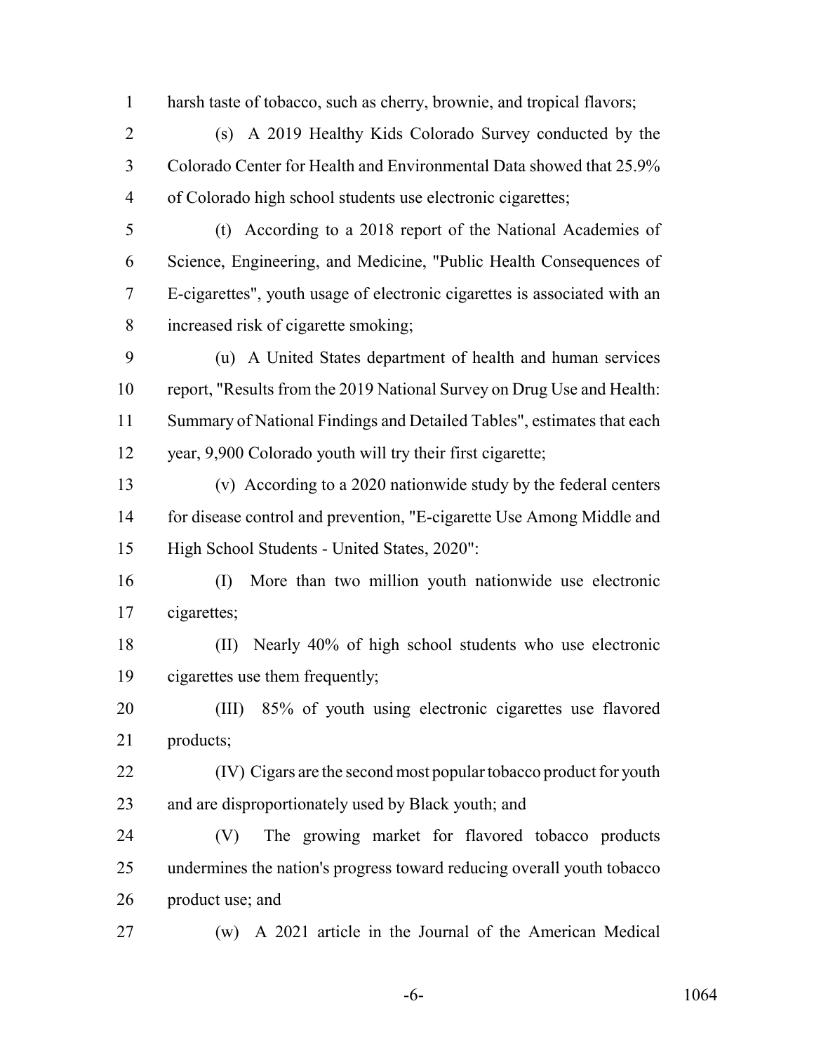harsh taste of tobacco, such as cherry, brownie, and tropical flavors;

(s) A 2019 Healthy Kids Colorado Survey conducted by the Colorado Center for Health and Environmental Data showed that 25.9% of Colorado high school students use electronic cigarettes;

(t) According to a 2018 report of the National Academies of Science, Engineering, and Medicine, "Public Health Consequences of E-cigarettes", youth usage of electronic cigarettes is associated with an increased risk of cigarette smoking;

(u) A United States department of health and human services report, "Results from the 2019 National Survey on Drug Use and Health: Summary of National Findings and Detailed Tables", estimates that each year, 9,900 Colorado youth will try their first cigarette;

(v) According to a 2020 nationwide study by the federal centers for disease control and prevention, "E-cigarette Use Among Middle and High School Students - United States, 2020":

(I) More than two million youth nationwide use electronic cigarettes;

(II) Nearly 40% of high school students who use electronic cigarettes use them frequently;

(III) 85% of youth using electronic cigarettes use flavored products;

(IV) Cigars are the second most popular tobacco product for youth and are disproportionately used by Black youth; and

(V) The growing market for flavored tobacco products undermines the nation's progress toward reducing overall youth tobacco product use; and

(w) A 2021 article in the Journal of the American Medical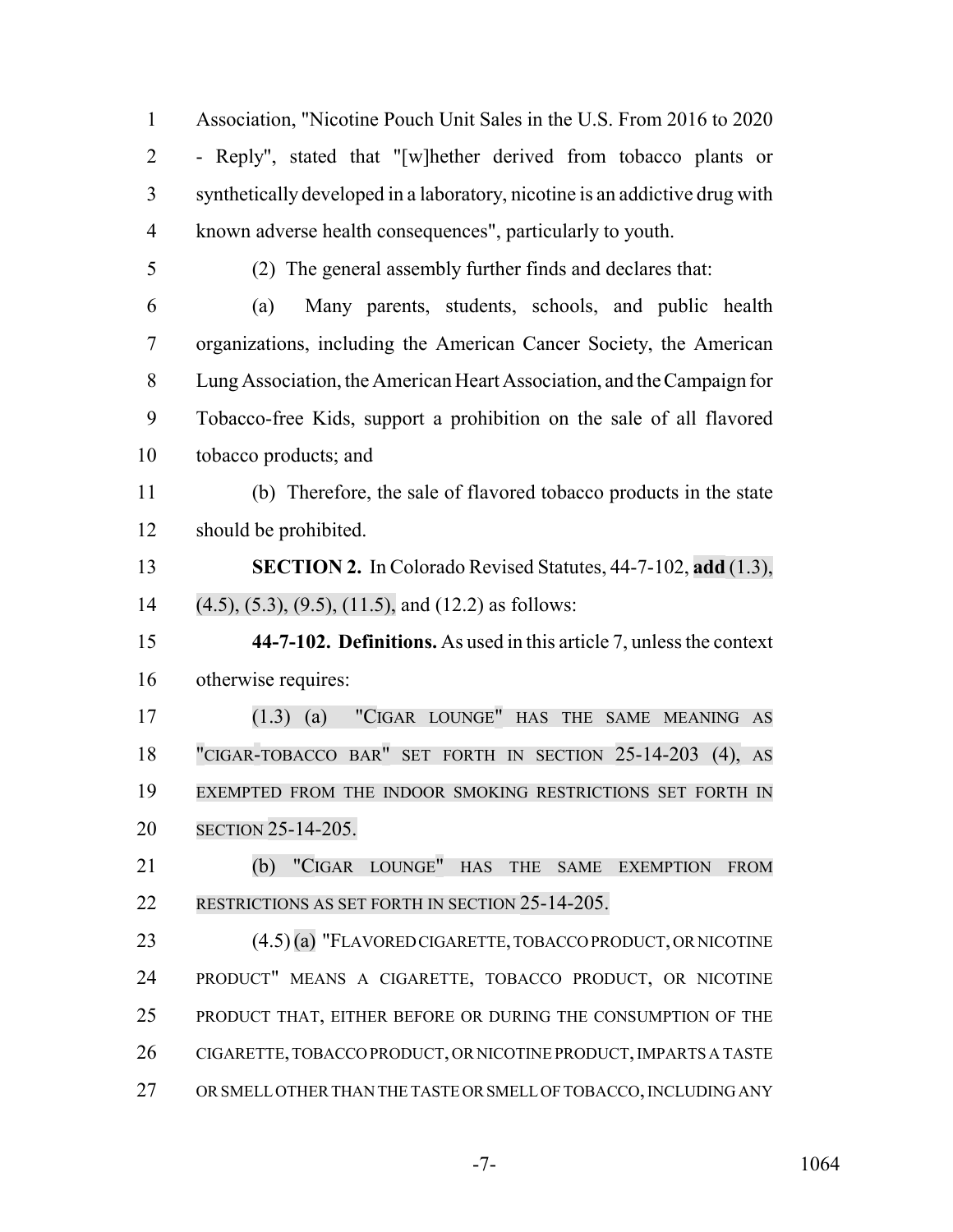Association, "Nicotine Pouch Unit Sales in the U.S. From 2016 to 2020 - Reply", stated that "[w]hether derived from tobacco plants or synthetically developed in a laboratory, nicotine is an addictive drug with known adverse health consequences", particularly to youth.

(2) The general assembly further finds and declares that:

(a) Many parents, students, schools, and public health organizations, including the American Cancer Society, the American Lung Association, the American Heart Association, and the Campaign for Tobacco-free Kids, support a prohibition on the sale of all flavored tobacco products; and

(b) Therefore, the sale of flavored tobacco products in the state should be prohibited.

**SECTION 2.** In Colorado Revised Statutes, 44-7-102, **add** (1.3), (4.5), (5.3), (9.5), (11.5), and (12.2) as follows:

**44-7-102. Definitions.** As used in this article 7, unless the context otherwise requires:

(1.3) (a) "CIGAR LOUNGE" HAS THE SAME MEANING AS "CIGAR-TOBACCO BAR" SET FORTH IN SECTION 25-14-203 (4), AS EXEMPTED FROM THE INDOOR SMOKING RESTRICTIONS SET FORTH IN SECTION 25-14-205.

(b) "CIGAR LOUNGE" HAS THE SAME EXEMPTION FROM RESTRICTIONS AS SET FORTH IN SECTION 25-14-205.

(4.5) (a) "FLAVORED CIGARETTE, TOBACCO PRODUCT, OR NICOTINE PRODUCT" MEANS A CIGARETTE, TOBACCO PRODUCT, OR NICOTINE PRODUCT THAT, EITHER BEFORE OR DURING THE CONSUMPTION OF THE CIGARETTE, TOBACCO PRODUCT, OR NICOTINE PRODUCT, IMPARTS A TASTE OR SMELL OTHER THAN THE TASTE OR SMELL OF TOBACCO, INCLUDING ANY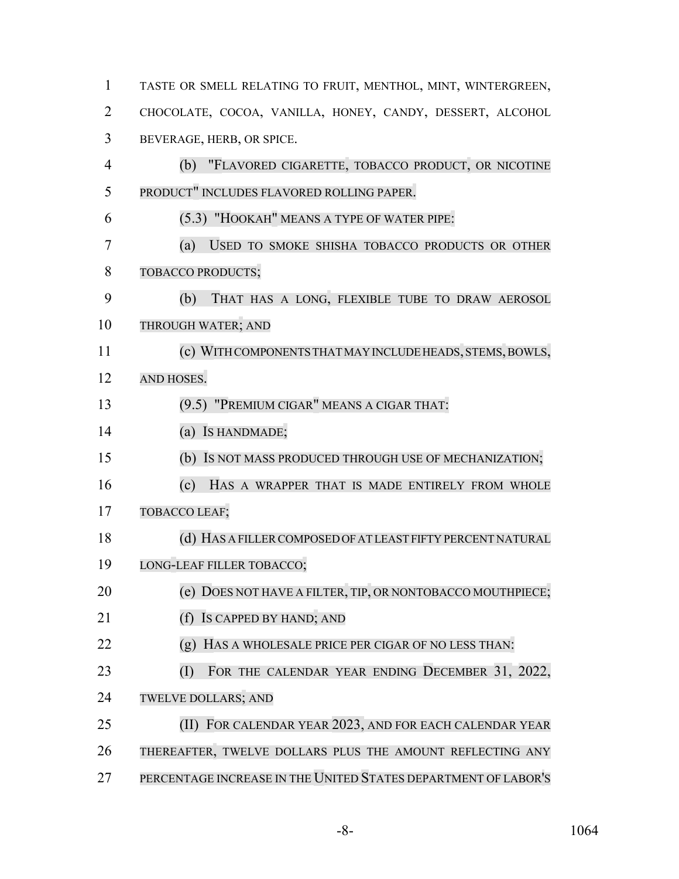TASTE OR SMELL RELATING TO FRUIT, MENTHOL, MINT, WINTERGREEN, CHOCOLATE, COCOA, VANILLA, HONEY, CANDY, DESSERT, ALCOHOL BEVERAGE, HERB, OR SPICE.

(b) "FLAVORED CIGARETTE, TOBACCO PRODUCT, OR NICOTINE PRODUCT" INCLUDES FLAVORED ROLLING PAPER.

(5.3) "HOOKAH" MEANS A TYPE OF WATER PIPE:

(a) USED TO SMOKE SHISHA TOBACCO PRODUCTS OR OTHER TOBACCO PRODUCTS;

(b) THAT HAS A LONG, FLEXIBLE TUBE TO DRAW AEROSOL THROUGH WATER; AND

(c) WITH COMPONENTS THAT MAY INCLUDE HEADS, STEMS, BOWLS, AND HOSES.

(9.5) "PREMIUM CIGAR" MEANS A CIGAR THAT:

(a) IS HANDMADE;

(b) IS NOT MASS PRODUCED THROUGH USE OF MECHANIZATION;

(c) HAS A WRAPPER THAT IS MADE ENTIRELY FROM WHOLE TOBACCO LEAF;

(d) HAS A FILLER COMPOSED OF AT LEAST FIFTY PERCENT NATURAL LONG-LEAF FILLER TOBACCO;

(e) DOES NOT HAVE A FILTER, TIP, OR NONTOBACCO MOUTHPIECE;

(f) IS CAPPED BY HAND; AND

(g) HAS A WHOLESALE PRICE PER CIGAR OF NO LESS THAN:

(I) FOR THE CALENDAR YEAR ENDING DECEMBER 31, 2022, TWELVE DOLLARS; AND

(II) FOR CALENDAR YEAR 2023, AND FOR EACH CALENDAR YEAR THEREAFTER, TWELVE DOLLARS PLUS THE AMOUNT REFLECTING ANY PERCENTAGE INCREASE IN THE UNITED STATES DEPARTMENT OF LABOR'S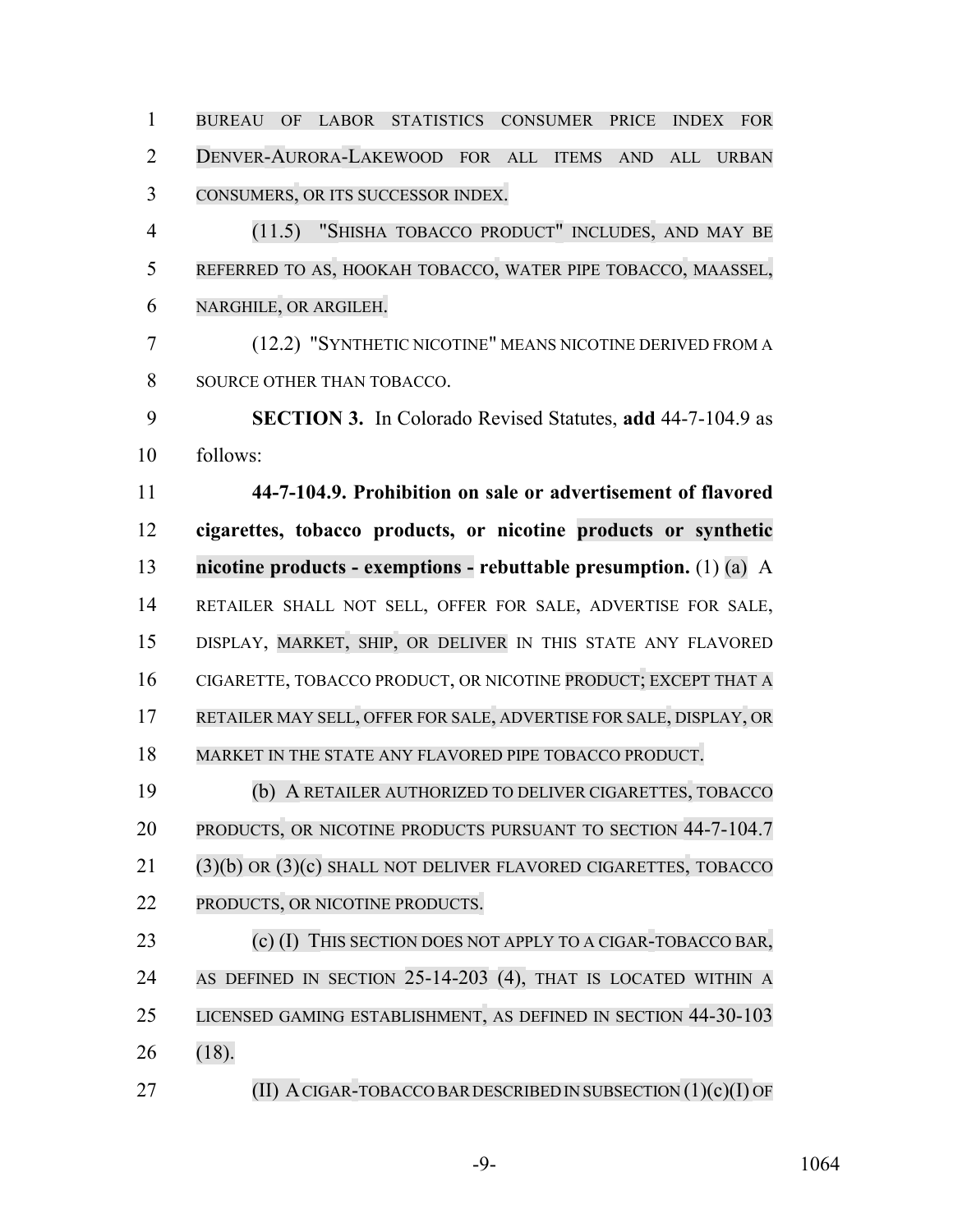BUREAU OF LABOR STATISTICS CONSUMER PRICE INDEX FOR DENVER-AURORA-LAKEWOOD FOR ALL ITEMS AND ALL URBAN CONSUMERS, OR ITS SUCCESSOR INDEX.

(11.5) "SHISHA TOBACCO PRODUCT" INCLUDES, AND MAY BE REFERRED TO AS, HOOKAH TOBACCO, WATER PIPE TOBACCO, MAASSEL, NARGHILE, OR ARGILEH.

(12.2) "SYNTHETIC NICOTINE" MEANS NICOTINE DERIVED FROM A SOURCE OTHER THAN TOBACCO.

**SECTION 3.** In Colorado Revised Statutes, **add** 44-7-104.9 as follows:

**44-7-104.9. Prohibition on sale or advertisement of flavored cigarettes, tobacco products, or nicotine products or synthetic nicotine products - exemptions - rebuttable presumption.** (1) (a) A RETAILER SHALL NOT SELL, OFFER FOR SALE, ADVERTISE FOR SALE, DISPLAY, MARKET, SHIP, OR DELIVER IN THIS STATE ANY FLAVORED CIGARETTE, TOBACCO PRODUCT, OR NICOTINE PRODUCT; EXCEPT THAT A RETAILER MAY SELL, OFFER FOR SALE, ADVERTISE FOR SALE, DISPLAY, OR MARKET IN THE STATE ANY FLAVORED PIPE TOBACCO PRODUCT.

(b) A RETAILER AUTHORIZED TO DELIVER CIGARETTES, TOBACCO PRODUCTS, OR NICOTINE PRODUCTS PURSUANT TO SECTION 44-7-104.7 (3)(b) OR (3)(c) SHALL NOT DELIVER FLAVORED CIGARETTES, TOBACCO PRODUCTS, OR NICOTINE PRODUCTS.

(c) (I) THIS SECTION DOES NOT APPLY TO A CIGAR-TOBACCO BAR, AS DEFINED IN SECTION 25-14-203 (4), THAT IS LOCATED WITHIN A LICENSED GAMING ESTABLISHMENT, AS DEFINED IN SECTION 44-30-103 (18).

(II) A CIGAR-TOBACCO BAR DESCRIBED IN SUBSECTION (1)(c)(I) OF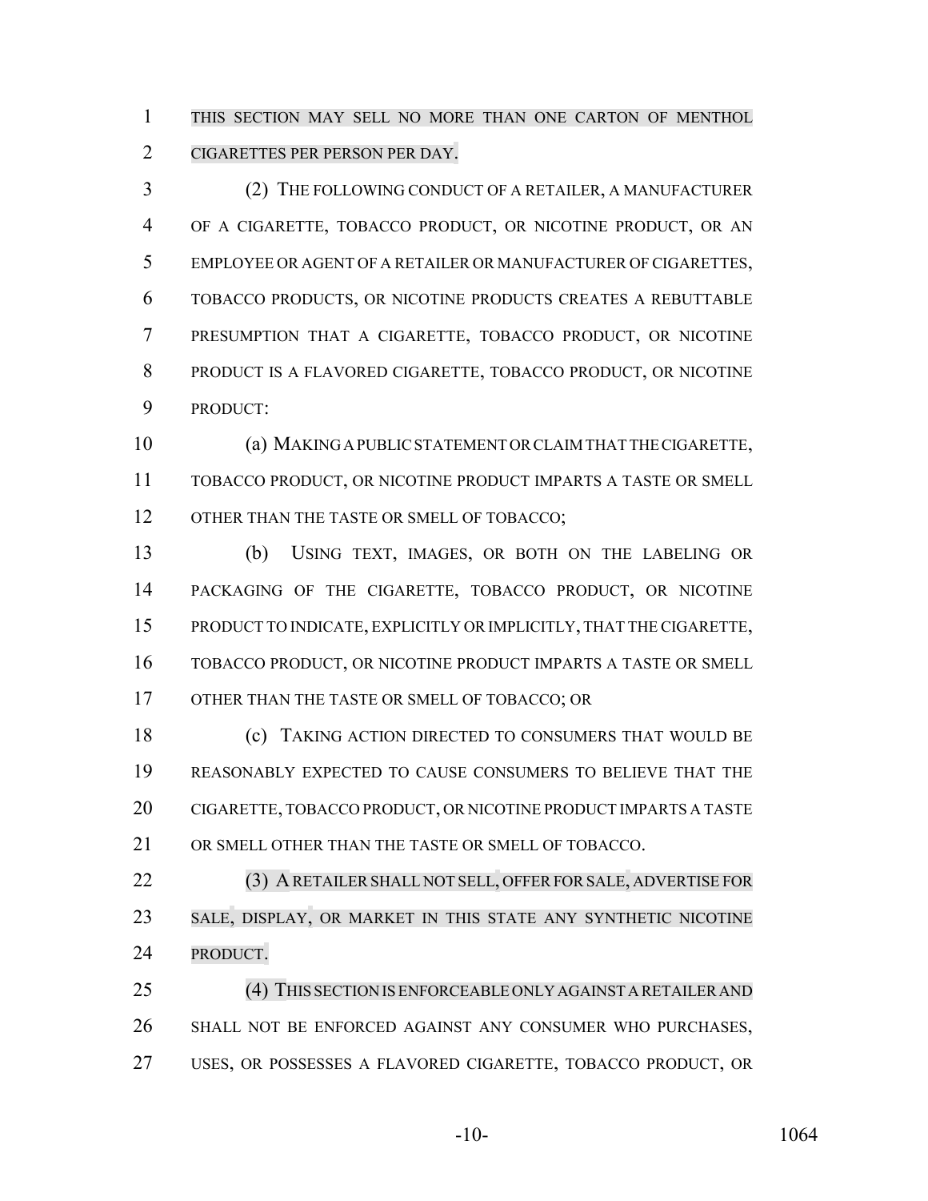THIS SECTION MAY SELL NO MORE THAN ONE CARTON OF MENTHOL CIGARETTES PER PERSON PER DAY.

(2) THE FOLLOWING CONDUCT OF A RETAILER, A MANUFACTURER OF A CIGARETTE, TOBACCO PRODUCT, OR NICOTINE PRODUCT, OR AN EMPLOYEE OR AGENT OF A RETAILER OR MANUFACTURER OF CIGARETTES, TOBACCO PRODUCTS, OR NICOTINE PRODUCTS CREATES A REBUTTABLE PRESUMPTION THAT A CIGARETTE, TOBACCO PRODUCT, OR NICOTINE PRODUCT IS A FLAVORED CIGARETTE, TOBACCO PRODUCT, OR NICOTINE PRODUCT:

(a) MAKING A PUBLIC STATEMENT OR CLAIM THAT THE CIGARETTE, TOBACCO PRODUCT, OR NICOTINE PRODUCT IMPARTS A TASTE OR SMELL OTHER THAN THE TASTE OR SMELL OF TOBACCO;

(b) USING TEXT, IMAGES, OR BOTH ON THE LABELING OR PACKAGING OF THE CIGARETTE, TOBACCO PRODUCT, OR NICOTINE PRODUCT TO INDICATE, EXPLICITLY OR IMPLICITLY, THAT THE CIGARETTE, TOBACCO PRODUCT, OR NICOTINE PRODUCT IMPARTS A TASTE OR SMELL OTHER THAN THE TASTE OR SMELL OF TOBACCO; OR

(c) TAKING ACTION DIRECTED TO CONSUMERS THAT WOULD BE REASONABLY EXPECTED TO CAUSE CONSUMERS TO BELIEVE THAT THE CIGARETTE, TOBACCO PRODUCT, OR NICOTINE PRODUCT IMPARTS A TASTE OR SMELL OTHER THAN THE TASTE OR SMELL OF TOBACCO.

(3) A RETAILER SHALL NOT SELL, OFFER FOR SALE, ADVERTISE FOR SALE, DISPLAY, OR MARKET IN THIS STATE ANY SYNTHETIC NICOTINE PRODUCT.

(4) THIS SECTION IS ENFORCEABLE ONLY AGAINST A RETAILER AND SHALL NOT BE ENFORCED AGAINST ANY CONSUMER WHO PURCHASES, USES, OR POSSESSES A FLAVORED CIGARETTE, TOBACCO PRODUCT, OR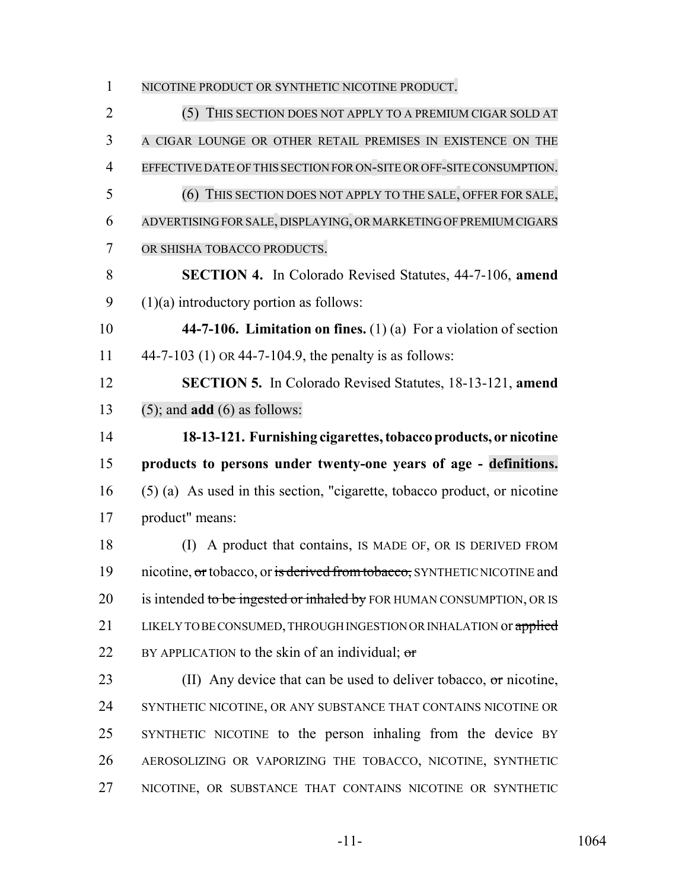NICOTINE PRODUCT OR SYNTHETIC NICOTINE PRODUCT.

(5) THIS SECTION DOES NOT APPLY TO A PREMIUM CIGAR SOLD AT A CIGAR LOUNGE OR OTHER RETAIL PREMISES IN EXISTENCE ON THE EFFECTIVE DATE OF THIS SECTION FOR ON-SITE OR OFF-SITE CONSUMPTION.

(6) THIS SECTION DOES NOT APPLY TO THE SALE, OFFER FOR SALE, ADVERTISING FOR SALE, DISPLAYING, OR MARKETING OF PREMIUM CIGARS OR SHISHA TOBACCO PRODUCTS.

**SECTION 4.** In Colorado Revised Statutes, 44-7-106, **amend** (1)(a) introductory portion as follows:

**44-7-106. Limitation on fines.** (1) (a) For a violation of section 44-7-103 (1) OR 44-7-104.9, the penalty is as follows:

**SECTION 5.** In Colorado Revised Statutes, 18-13-121, **amend** (5); and **add** (6) as follows:

**18-13-121. Furnishing cigarettes, tobacco products, or nicotine products to persons under twenty-one years of age - definitions.** (5) (a) As used in this section, "cigarette, tobacco product, or nicotine product" means:

(I) A product that contains, IS MADE OF, OR IS DERIVED FROM nicotine, ~~or~~ tobacco, or ~~is derived from tobacco,~~ SYNTHETIC NICOTINE and is intended ~~to be ingested or inhaled by~~ FOR HUMAN CONSUMPTION, OR IS LIKELY TO BE CONSUMED, THROUGH INGESTION OR INHALATION or ~~applied~~ BY APPLICATION to the skin of an individual; ~~or~~

(II) Any device that can be used to deliver tobacco, ~~or~~ nicotine, SYNTHETIC NICOTINE, OR ANY SUBSTANCE THAT CONTAINS NICOTINE OR SYNTHETIC NICOTINE to the person inhaling from the device BY AEROSOLIZING OR VAPORIZING THE TOBACCO, NICOTINE, SYNTHETIC NICOTINE, OR SUBSTANCE THAT CONTAINS NICOTINE OR SYNTHETIC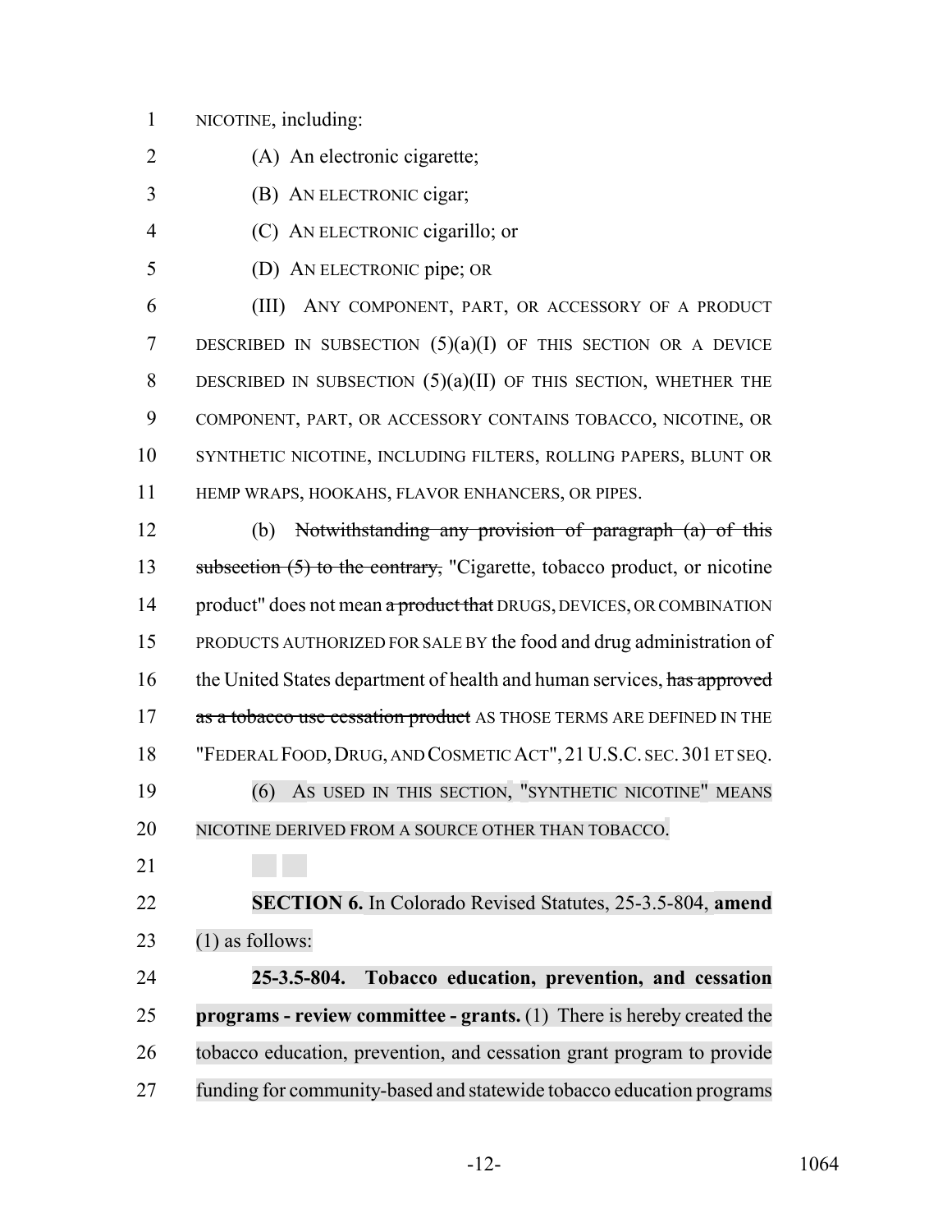NICOTINE, including:

(A) An electronic cigarette;

(B) AN ELECTRONIC cigar;

(C) AN ELECTRONIC cigarillo; or

(D) AN ELECTRONIC pipe; OR

(III) ANY COMPONENT, PART, OR ACCESSORY OF A PRODUCT DESCRIBED IN SUBSECTION (5)(a)(I) OF THIS SECTION OR A DEVICE DESCRIBED IN SUBSECTION (5)(a)(II) OF THIS SECTION, WHETHER THE COMPONENT, PART, OR ACCESSORY CONTAINS TOBACCO, NICOTINE, OR SYNTHETIC NICOTINE, INCLUDING FILTERS, ROLLING PAPERS, BLUNT OR HEMP WRAPS, HOOKAHS, FLAVOR ENHANCERS, OR PIPES.

(b) ~~Notwithstanding any provision of paragraph (a) of this subsection (5) to the contrary,~~ "Cigarette, tobacco product, or nicotine product" does not mean ~~a product that~~ DRUGS, DEVICES, OR COMBINATION PRODUCTS AUTHORIZED FOR SALE BY the food and drug administration of the United States department of health and human services, ~~has approved as a tobacco use cessation product~~ AS THOSE TERMS ARE DEFINED IN THE "FEDERAL FOOD, DRUG, AND COSMETIC ACT", 21 U.S.C. SEC. 301 ET SEQ.

(6) AS USED IN THIS SECTION, "SYNTHETIC NICOTINE" MEANS NICOTINE DERIVED FROM A SOURCE OTHER THAN TOBACCO.

**SECTION 6.** In Colorado Revised Statutes, 25-3.5-804, **amend** (1) as follows:

**25-3.5-804. Tobacco education, prevention, and cessation programs - review committee - grants.** (1) There is hereby created the tobacco education, prevention, and cessation grant program to provide funding for community-based and statewide tobacco education programs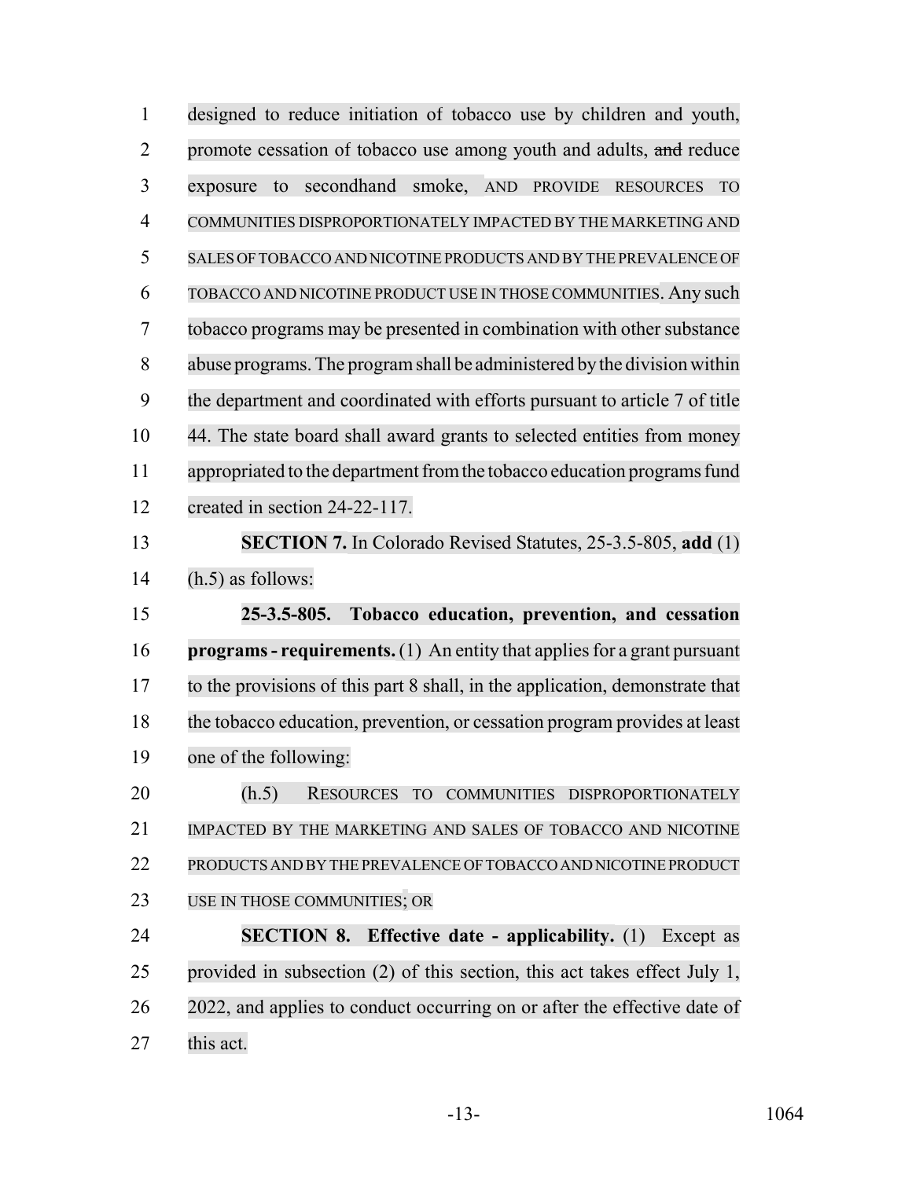designed to reduce initiation of tobacco use by children and youth, promote cessation of tobacco use among youth and adults, ~~and~~ reduce exposure to secondhand smoke, AND PROVIDE RESOURCES TO COMMUNITIES DISPROPORTIONATELY IMPACTED BY THE MARKETING AND SALES OF TOBACCO AND NICOTINE PRODUCTS AND BY THE PREVALENCE OF TOBACCO AND NICOTINE PRODUCT USE IN THOSE COMMUNITIES. Any such tobacco programs may be presented in combination with other substance abuse programs. The program shall be administered by the division within the department and coordinated with efforts pursuant to article 7 of title 44. The state board shall award grants to selected entities from money appropriated to the department from the tobacco education programs fund created in section 24-22-117.

**SECTION 7.** In Colorado Revised Statutes, 25-3.5-805, **add** (1) (h.5) as follows:

**25-3.5-805. Tobacco education, prevention, and cessation programs - requirements.** (1) An entity that applies for a grant pursuant to the provisions of this part 8 shall, in the application, demonstrate that the tobacco education, prevention, or cessation program provides at least one of the following:

(h.5) RESOURCES TO COMMUNITIES DISPROPORTIONATELY IMPACTED BY THE MARKETING AND SALES OF TOBACCO AND NICOTINE PRODUCTS AND BY THE PREVALENCE OF TOBACCO AND NICOTINE PRODUCT USE IN THOSE COMMUNITIES; OR

**SECTION 8. Effective date - applicability.** (1) Except as provided in subsection (2) of this section, this act takes effect July 1, 2022, and applies to conduct occurring on or after the effective date of this act.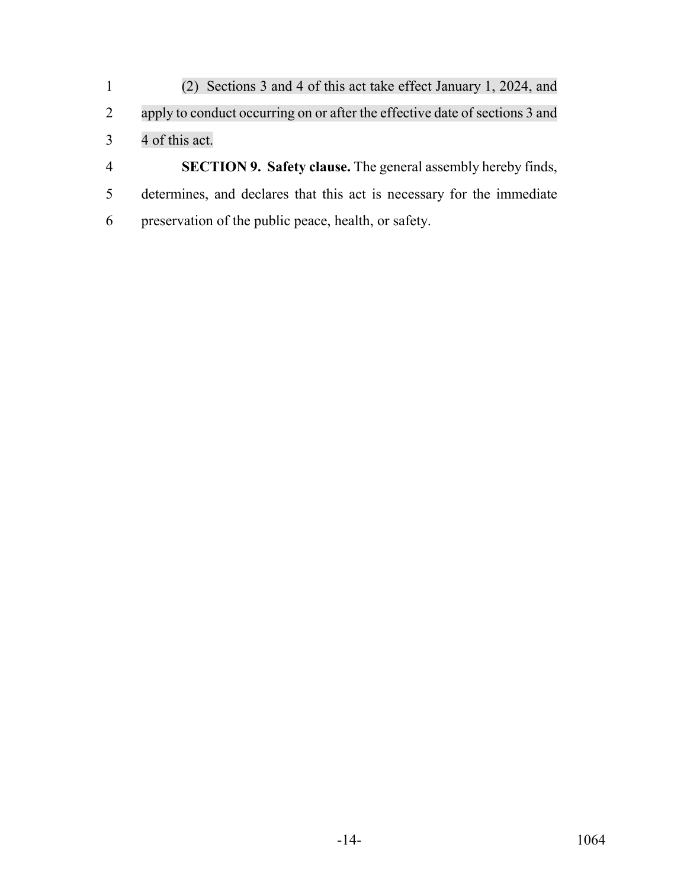(2) Sections 3 and 4 of this act take effect January 1, 2024, and apply to conduct occurring on or after the effective date of sections 3 and 4 of this act.

**SECTION 9. Safety clause.** The general assembly hereby finds, determines, and declares that this act is necessary for the immediate preservation of the public peace, health, or safety.